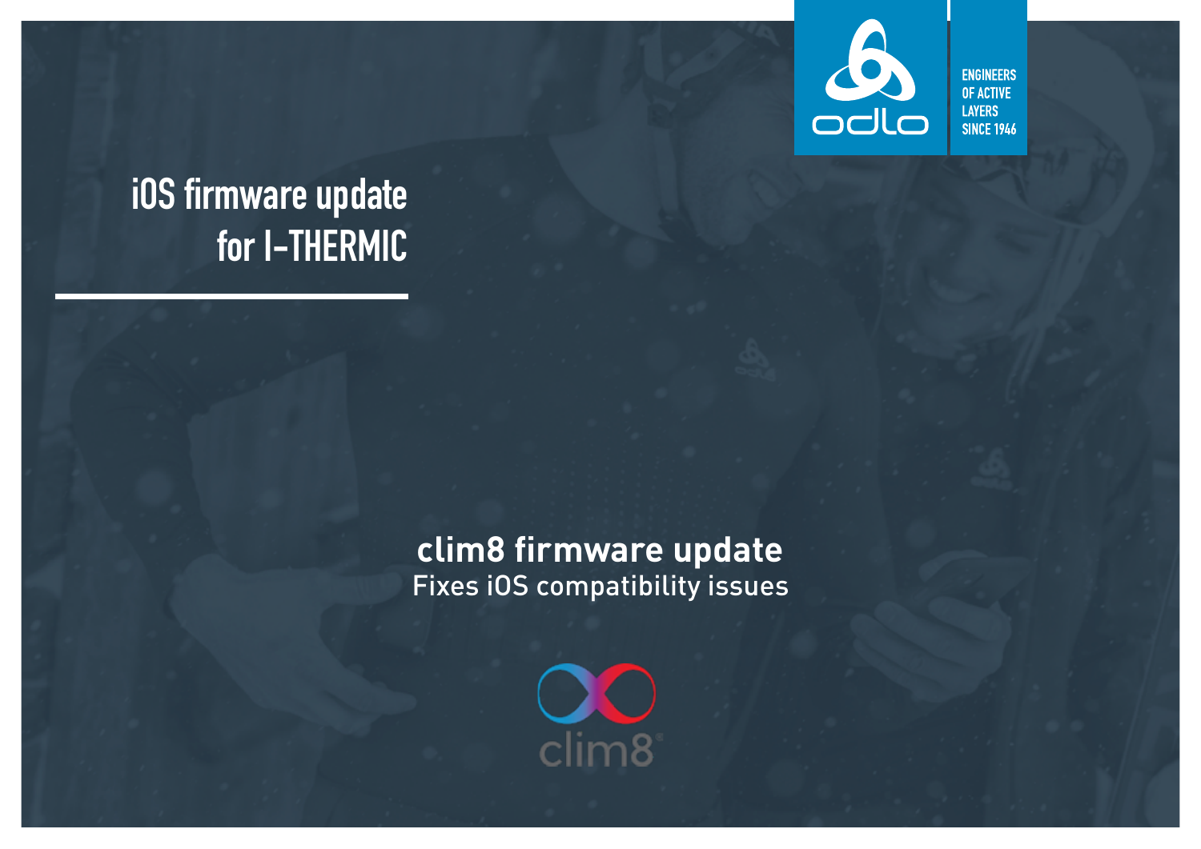ENGINEERS OF ACTIVE LAYERS SINCE 1946

# iOS firmware update for I-THERMIC

## clim8 firmware update

Fixes iOS compatibility issues

clim8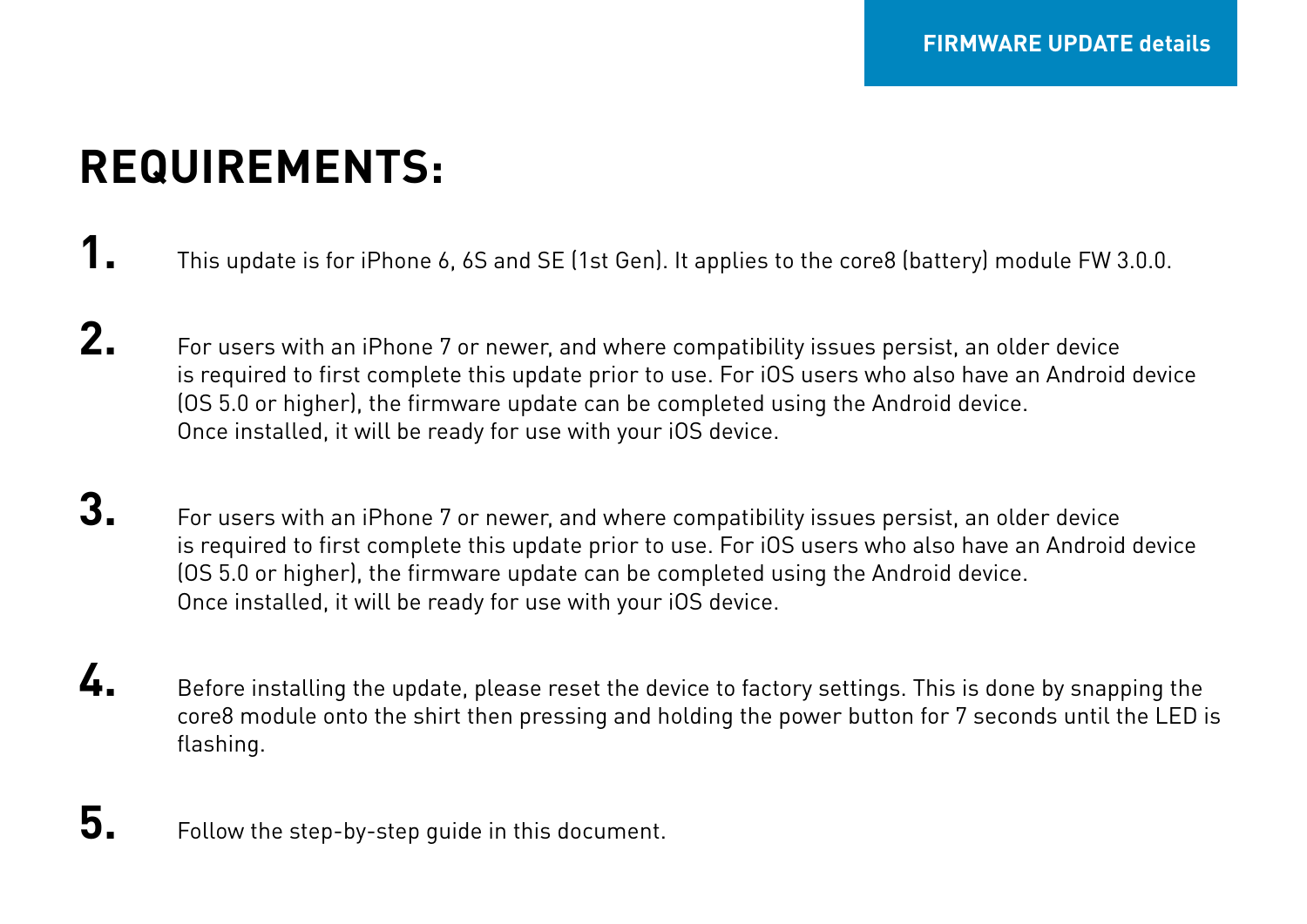# REQUIREMENTS:

1. This update is for iPhone 6, 6S and SE (1st Gen). It applies to the core8 (battery) module FW 3.0.0.

2. For users with an iPhone 7 or newer, and where compatibility issues persist, an older device is required to first complete this update prior to use. For iOS users who also have an Android device (OS 5.0 or higher), the firmware update can be completed using the Android device. Once installed, it will be ready for use with your iOS device.

3. For users with an iPhone 7 or newer, and where compatibility issues persist, an older device is required to first complete this update prior to use. For iOS users who also have an Android device (OS 5.0 or higher), the firmware update can be completed using the Android device. Once installed, it will be ready for use with your iOS device.

4. Before installing the update, please reset the device to factory settings. This is done by snapping the core8 module onto the shirt then pressing and holding the power button for 7 seconds until the LED is flashing.

5. Follow the step-by-step guide in this document.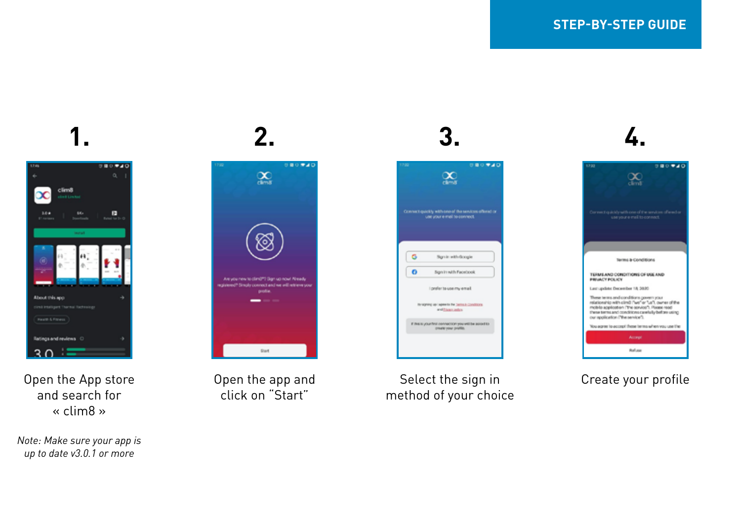## STEP-BY-STEP GUIDE

**1.**

Open the App store and search for « clim8 »

*Note: Make sure your app is up to date v3.0.1 or more*

**2.**

Open the app and click on “Start”

**3.**

Select the sign in method of your choice

**4.**

Create your profile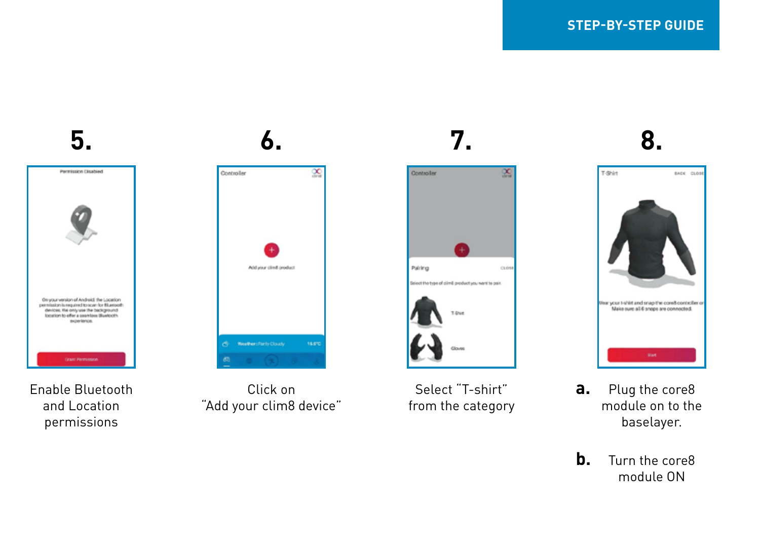## STEP-BY-STEP GUIDE

**5.**

Enable Bluetooth and Location permissions

**6.**

Click on "Add your clim8 device"

**7.**

Select "T-shirt" from the category

**8.**

**a.** Plug the core8 module on to the baselayer.

**b.** Turn the core8 module ON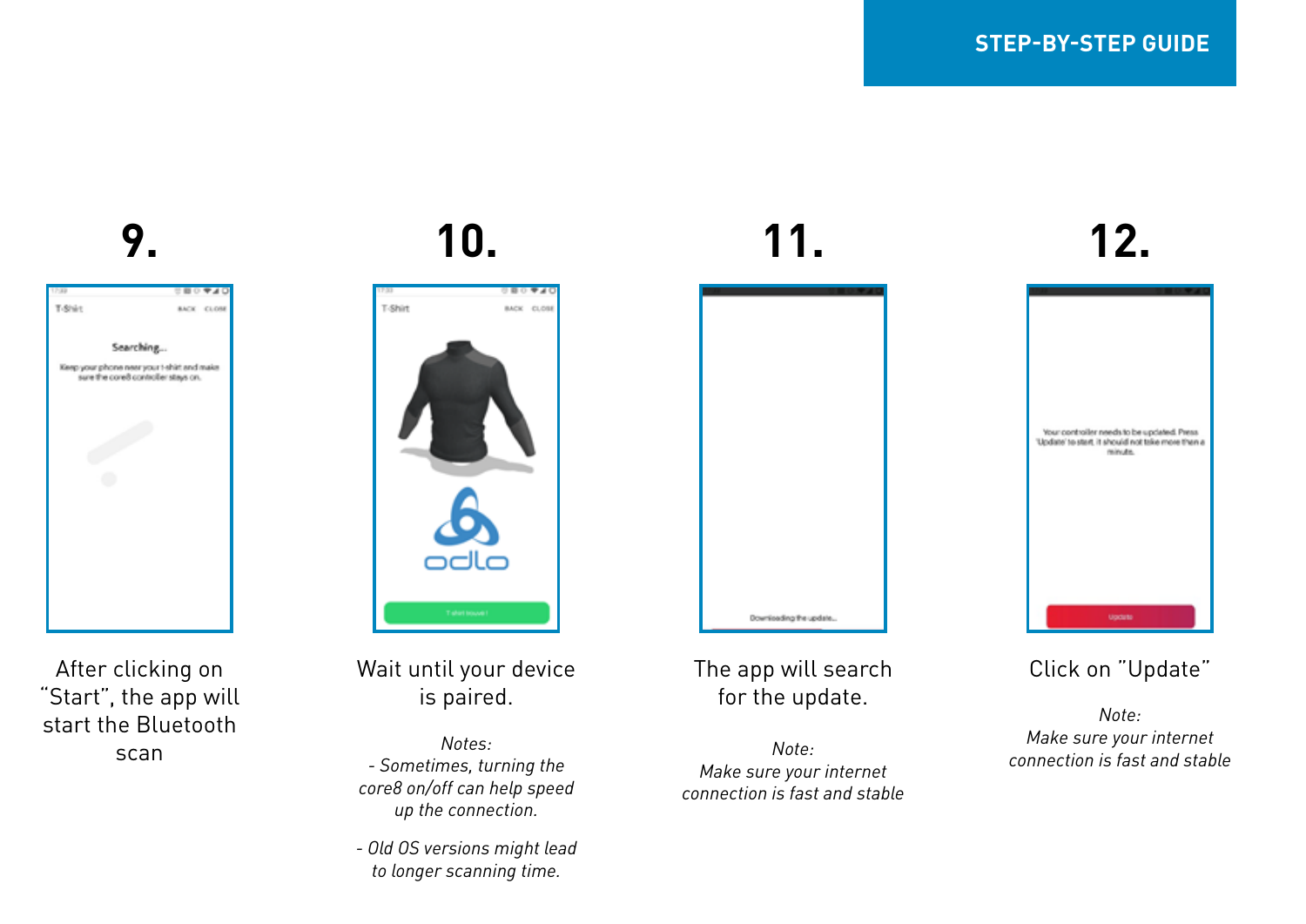## STEP-BY-STEP GUIDE

### 9.

After clicking on "Start", the app will start the Bluetooth scan

### 10.

Wait until your device is paired.

*Notes:*
*- Sometimes, turning the core8 on/off can help speed up the connection.*

*- Old OS versions might lead to longer scanning time.*

### 11.

The app will search for the update.

*Note:*
*Make sure your internet connection is fast and stable*

### 12.

Click on "Update"

*Note:*
*Make sure your internet connection is fast and stable*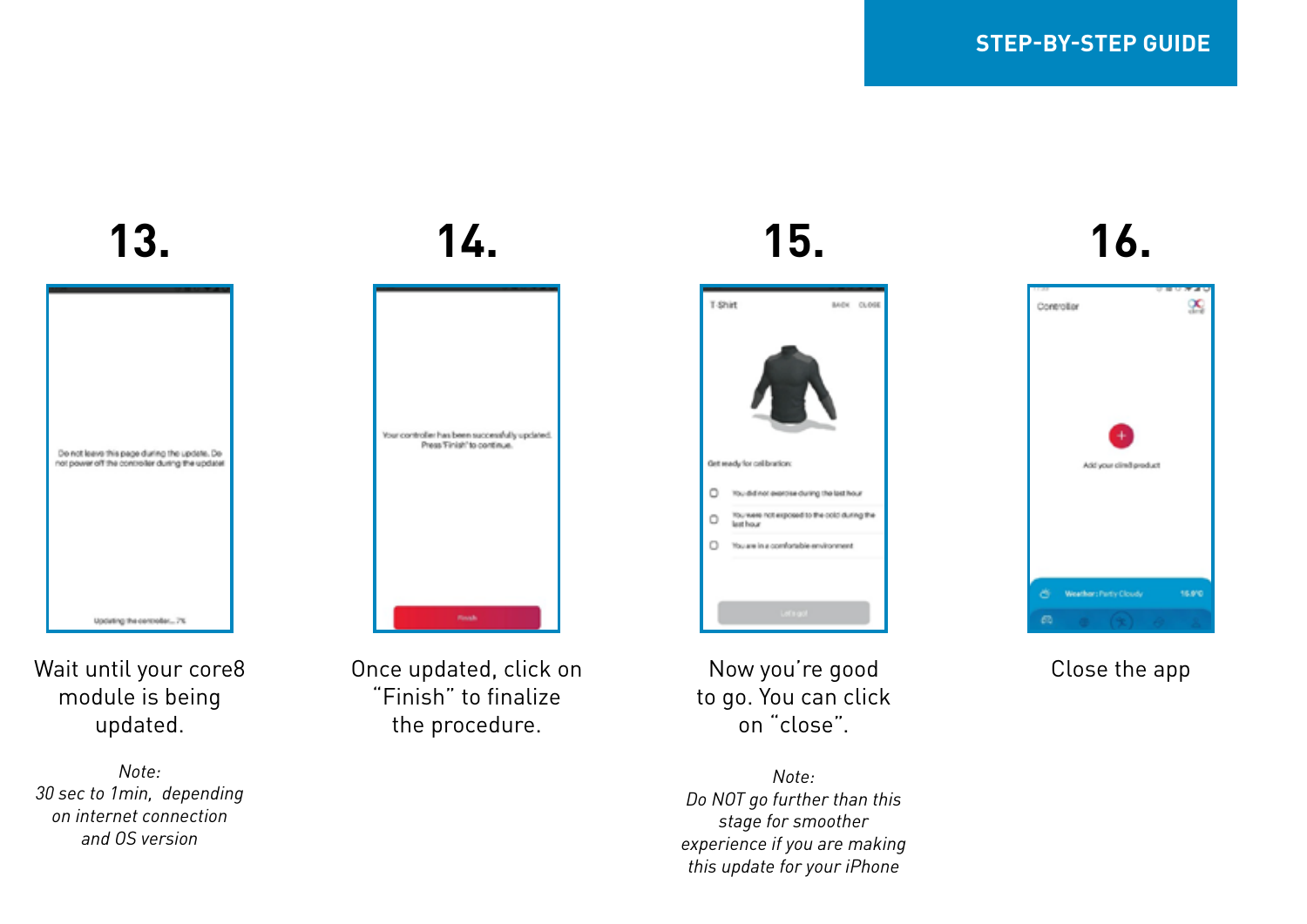## STEP-BY-STEP GUIDE

### 13.

Wait until your core8 module is being updated.

*Note:*
*30 sec to 1min, depending on internet connection and OS version*

### 14.

Once updated, click on "Finish" to finalize the procedure.

### 15.

Now you're good to go. You can click on "close".

*Note:*
*Do NOT go further than this stage for smoother experience if you are making this update for your iPhone*

### 16.

Close the app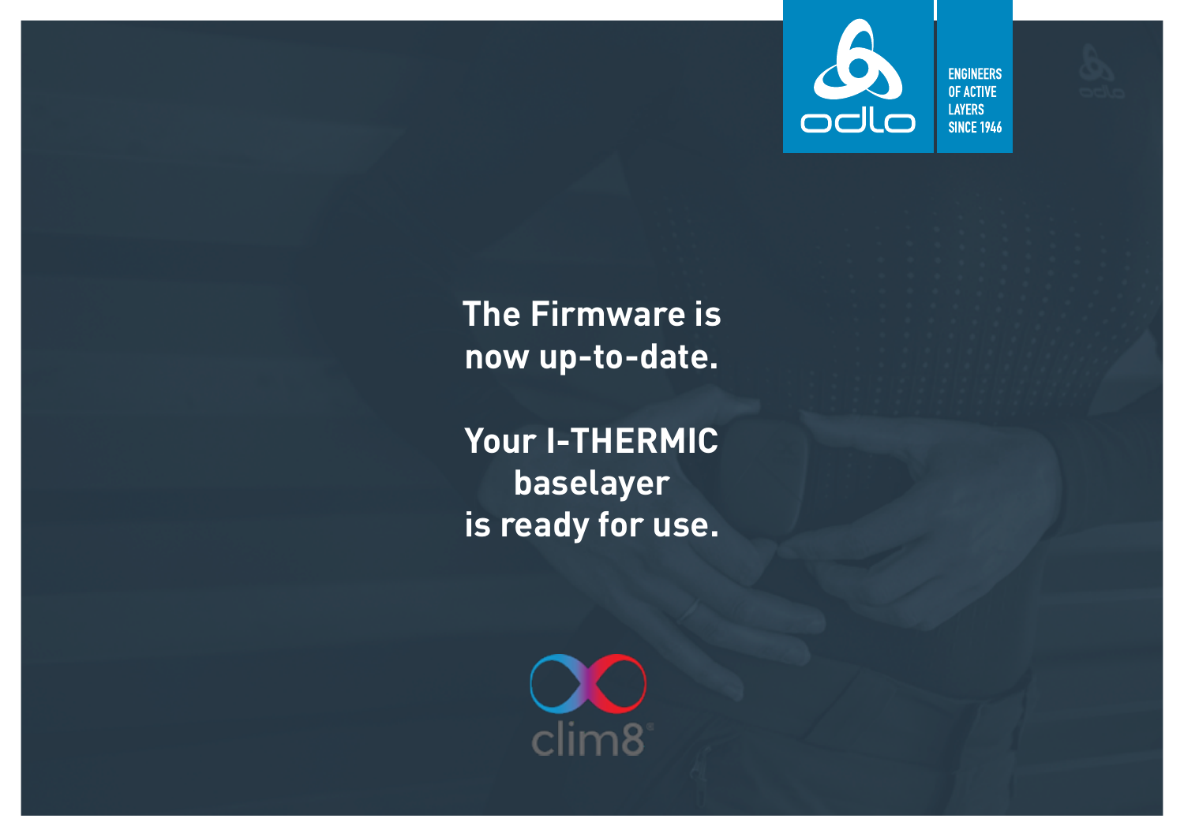ENGINEERS OF ACTIVE LAYERS SINCE 1946

**The Firmware is now up-to-date.**

**Your I-THERMIC baselayer is ready for use.**

clim8